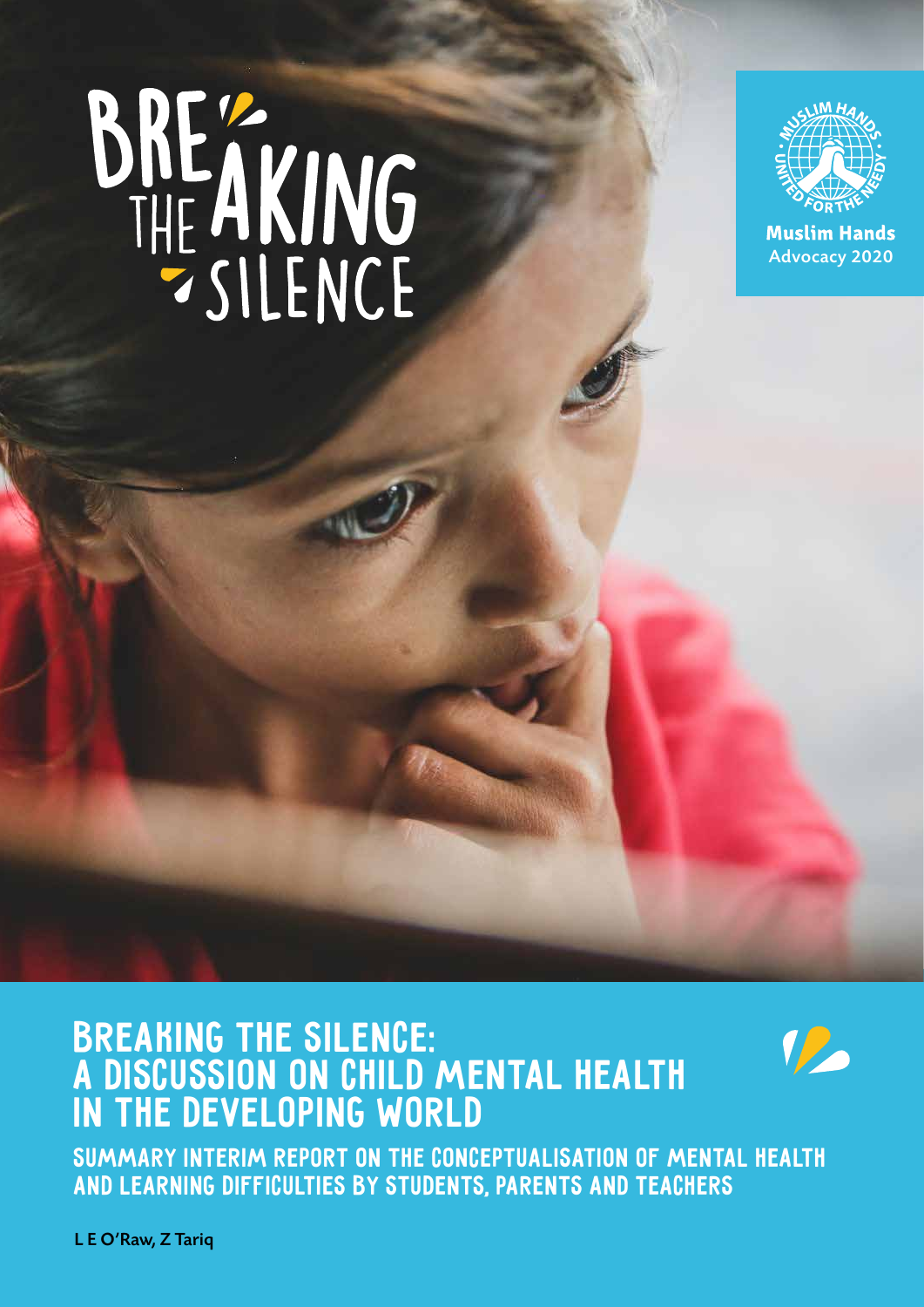# BREAKING THE SILENCE

Muslim Hands
Advocacy 2020

## BREAKING THE SILENCE: A DISCUSSION ON CHILD MENTAL HEALTH IN THE DEVELOPING WORLD

### SUMMARY INTERIM REPORT ON THE CONCEPTUALISATION OF MENTAL HEALTH AND LEARNING DIFFICULTIES BY STUDENTS, PARENTS AND TEACHERS

**L E O'Raw, Z Tariq**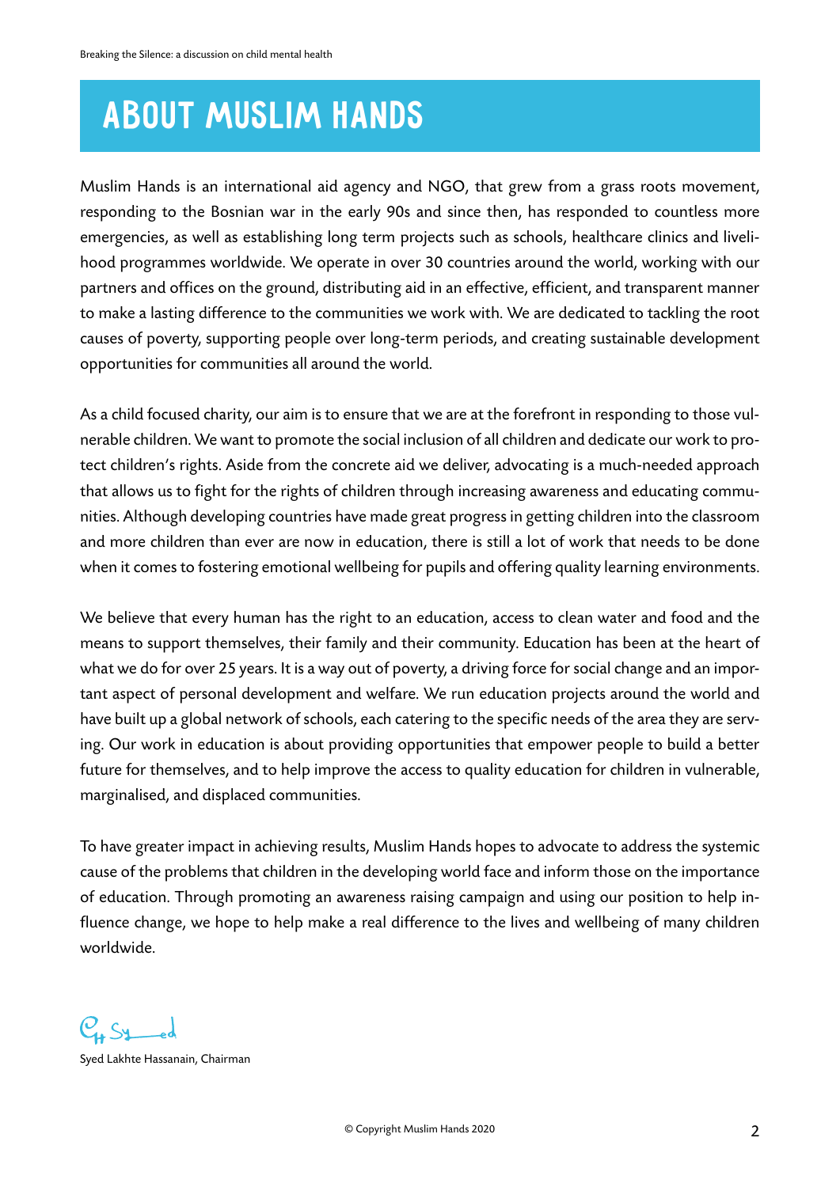# ABOUT MUSLIM HANDS

Muslim Hands is an international aid agency and NGO, that grew from a grass roots movement, responding to the Bosnian war in the early 90s and since then, has responded to countless more emergencies, as well as establishing long term projects such as schools, healthcare clinics and livelihood programmes worldwide. We operate in over 30 countries around the world, working with our partners and offices on the ground, distributing aid in an effective, efficient, and transparent manner to make a lasting difference to the communities we work with. We are dedicated to tackling the root causes of poverty, supporting people over long-term periods, and creating sustainable development opportunities for communities all around the world.

As a child focused charity, our aim is to ensure that we are at the forefront in responding to those vulnerable children. We want to promote the social inclusion of all children and dedicate our work to protect children's rights. Aside from the concrete aid we deliver, advocating is a much-needed approach that allows us to fight for the rights of children through increasing awareness and educating communities. Although developing countries have made great progress in getting children into the classroom and more children than ever are now in education, there is still a lot of work that needs to be done when it comes to fostering emotional wellbeing for pupils and offering quality learning environments.

We believe that every human has the right to an education, access to clean water and food and the means to support themselves, their family and their community. Education has been at the heart of what we do for over 25 years. It is a way out of poverty, a driving force for social change and an important aspect of personal development and welfare. We run education projects around the world and have built up a global network of schools, each catering to the specific needs of the area they are serving. Our work in education is about providing opportunities that empower people to build a better future for themselves, and to help improve the access to quality education for children in vulnerable, marginalised, and displaced communities.

To have greater impact in achieving results, Muslim Hands hopes to advocate to address the systemic cause of the problems that children in the developing world face and inform those on the importance of education. Through promoting an awareness raising campaign and using our position to help influence change, we hope to help make a real difference to the lives and wellbeing of many children worldwide.

Syed Lakhte Hassanain, Chairman

© Copyright Muslim Hands 2020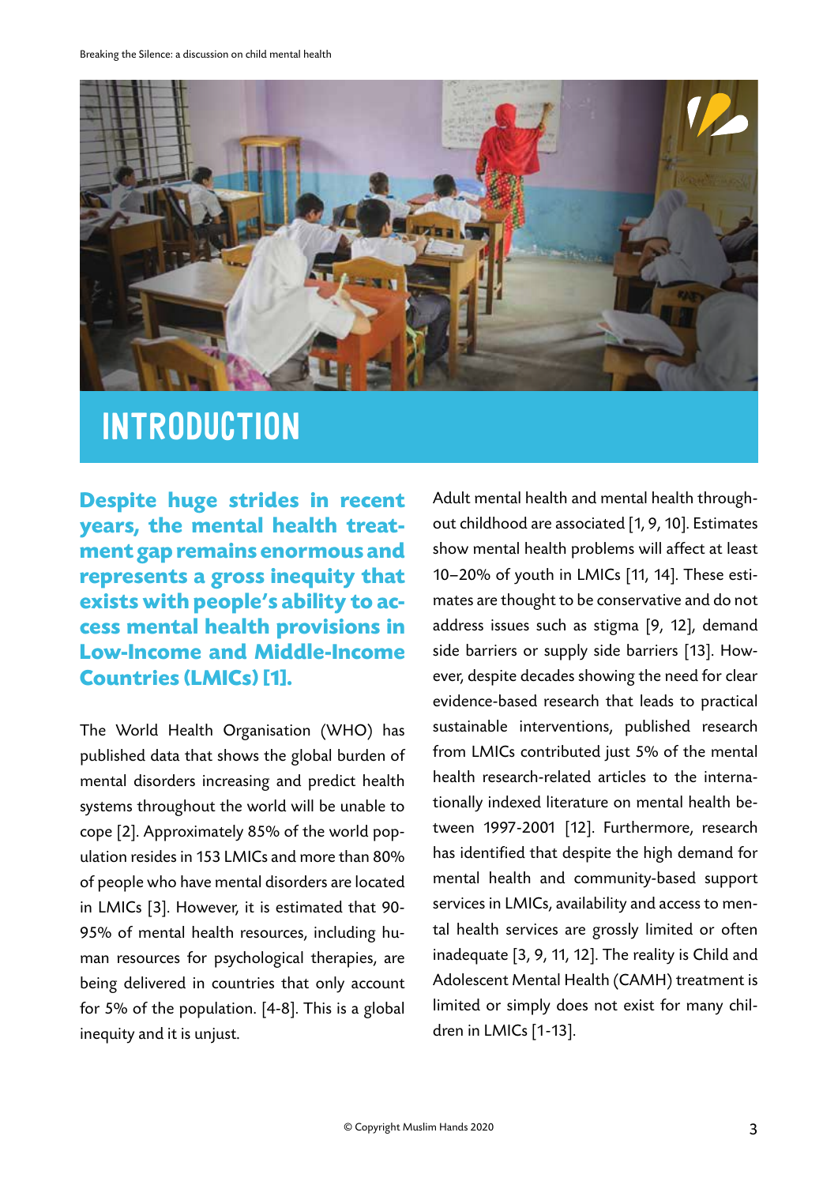# INTRODUCTION

**Despite huge strides in recent years, the mental health treatment gap remains enormous and represents a gross inequity that exists with people's ability to access mental health provisions in Low-Income and Middle-Income Countries (LMICs) [1].**

The World Health Organisation (WHO) has published data that shows the global burden of mental disorders increasing and predict health systems throughout the world will be unable to cope [2]. Approximately 85% of the world population resides in 153 LMICs and more than 80% of people who have mental disorders are located in LMICs [3]. However, it is estimated that 90-95% of mental health resources, including human resources for psychological therapies, are being delivered in countries that only account for 5% of the population. [4-8]. This is a global inequity and it is unjust.

Adult mental health and mental health throughout childhood are associated [1, 9, 10]. Estimates show mental health problems will affect at least 10–20% of youth in LMICs [11, 14]. These estimates are thought to be conservative and do not address issues such as stigma [9, 12], demand side barriers or supply side barriers [13]. However, despite decades showing the need for clear evidence-based research that leads to practical sustainable interventions, published research from LMICs contributed just 5% of the mental health research-related articles to the internationally indexed literature on mental health between 1997-2001 [12]. Furthermore, research has identified that despite the high demand for mental health and community-based support services in LMICs, availability and access to mental health services are grossly limited or often inadequate [3, 9, 11, 12]. The reality is Child and Adolescent Mental Health (CAMH) treatment is limited or simply does not exist for many children in LMICs [1-13].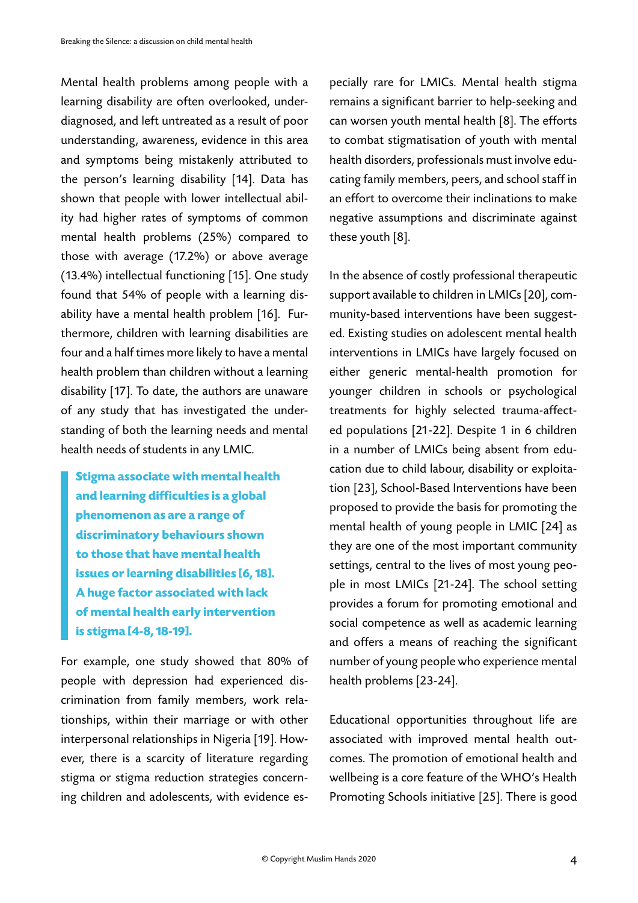Mental health problems among people with a learning disability are often overlooked, underdiagnosed, and left untreated as a result of poor understanding, awareness, evidence in this area and symptoms being mistakenly attributed to the person's learning disability [14]. Data has shown that people with lower intellectual ability had higher rates of symptoms of common mental health problems (25%) compared to those with average (17.2%) or above average (13.4%) intellectual functioning [15]. One study found that 54% of people with a learning disability have a mental health problem [16]. Furthermore, children with learning disabilities are four and a half times more likely to have a mental health problem than children without a learning disability [17]. To date, the authors are unaware of any study that has investigated the understanding of both the learning needs and mental health needs of students in any LMIC.

> **Stigma associate with mental health and learning difficulties is a global phenomenon as are a range of discriminatory behaviours shown to those that have mental health issues or learning disabilities [6, 18]. A huge factor associated with lack of mental health early intervention is stigma [4-8, 18-19].**

For example, one study showed that 80% of people with depression had experienced discrimination from family members, work relationships, within their marriage or with other interpersonal relationships in Nigeria [19]. However, there is a scarcity of literature regarding stigma or stigma reduction strategies concerning children and adolescents, with evidence especially rare for LMICs. Mental health stigma remains a significant barrier to help-seeking and can worsen youth mental health [8]. The efforts to combat stigmatisation of youth with mental health disorders, professionals must involve educating family members, peers, and school staff in an effort to overcome their inclinations to make negative assumptions and discriminate against these youth [8].

In the absence of costly professional therapeutic support available to children in LMICs [20], community-based interventions have been suggested. Existing studies on adolescent mental health interventions in LMICs have largely focused on either generic mental-health promotion for younger children in schools or psychological treatments for highly selected trauma-affected populations [21-22]. Despite 1 in 6 children in a number of LMICs being absent from education due to child labour, disability or exploitation [23], School-Based Interventions have been proposed to provide the basis for promoting the mental health of young people in LMIC [24] as they are one of the most important community settings, central to the lives of most young people in most LMICs [21-24]. The school setting provides a forum for promoting emotional and social competence as well as academic learning and offers a means of reaching the significant number of young people who experience mental health problems [23-24].

Educational opportunities throughout life are associated with improved mental health outcomes. The promotion of emotional health and wellbeing is a core feature of the WHO's Health Promoting Schools initiative [25]. There is good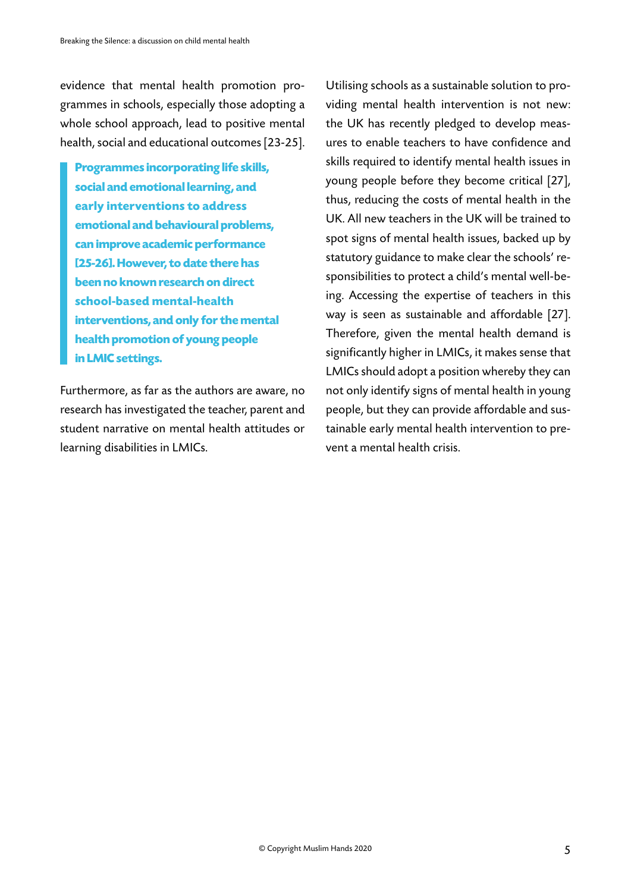evidence that mental health promotion programmes in schools, especially those adopting a whole school approach, lead to positive mental health, social and educational outcomes [23-25].

> **Programmes incorporating life skills, social and emotional learning, and early interventions to address emotional and behavioural problems, can improve academic performance [25-26]. However, to date there has been no known research on direct school-based mental-health interventions, and only for the mental health promotion of young people in LMIC settings.**

Furthermore, as far as the authors are aware, no research has investigated the teacher, parent and student narrative on mental health attitudes or learning disabilities in LMICs.

Utilising schools as a sustainable solution to providing mental health intervention is not new: the UK has recently pledged to develop measures to enable teachers to have confidence and skills required to identify mental health issues in young people before they become critical [27], thus, reducing the costs of mental health in the UK. All new teachers in the UK will be trained to spot signs of mental health issues, backed up by statutory guidance to make clear the schools' responsibilities to protect a child's mental well-being. Accessing the expertise of teachers in this way is seen as sustainable and affordable [27]. Therefore, given the mental health demand is significantly higher in LMICs, it makes sense that LMICs should adopt a position whereby they can not only identify signs of mental health in young people, but they can provide affordable and sustainable early mental health intervention to prevent a mental health crisis.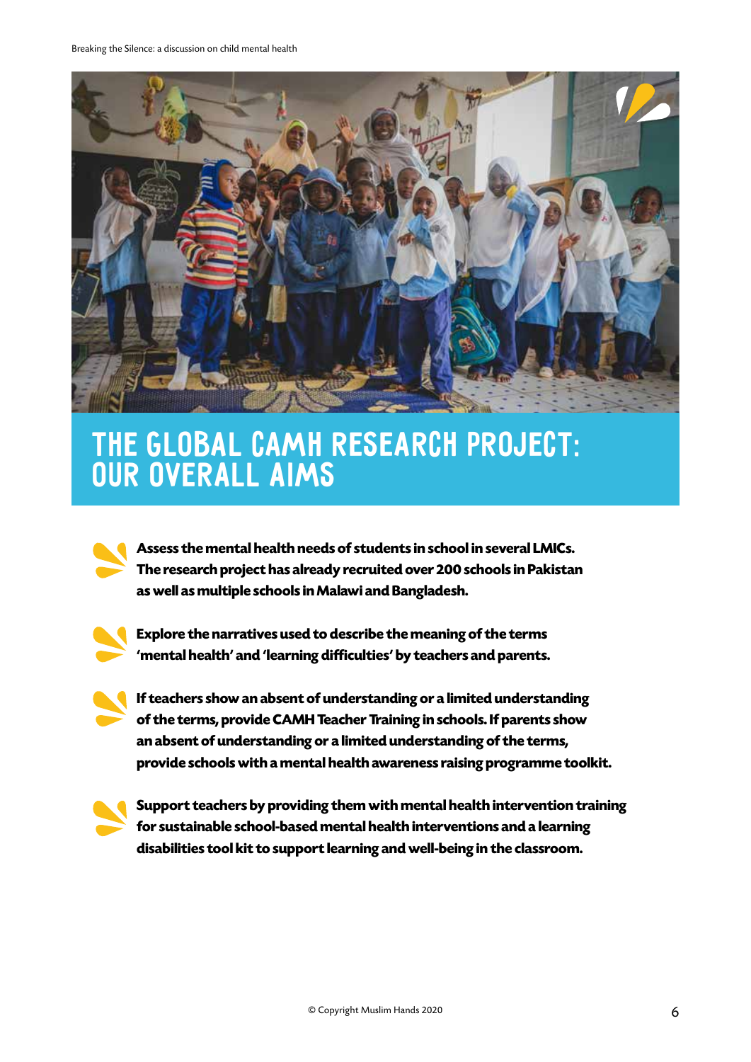# THE GLOBAL CAMH RESEARCH PROJECT: OUR OVERALL AIMS

- **Assess the mental health needs of students in school in several LMICs. The research project has already recruited over 200 schools in Pakistan as well as multiple schools in Malawi and Bangladesh.**

- **Explore the narratives used to describe the meaning of the terms 'mental health' and 'learning difficulties' by teachers and parents.**

- **If teachers show an absent of understanding or a limited understanding of the terms, provide CAMH Teacher Training in schools. If parents show an absent of understanding or a limited understanding of the terms, provide schools with a mental health awareness raising programme toolkit.**

- **Support teachers by providing them with mental health intervention training for sustainable school-based mental health interventions and a learning disabilities tool kit to support learning and well-being in the classroom.**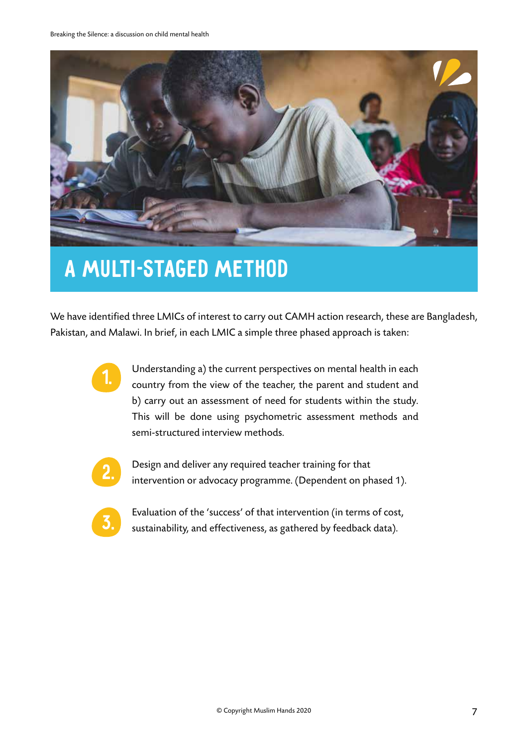# A MULTI-STAGED METHOD

We have identified three LMICs of interest to carry out CAMH action research, these are Bangladesh, Pakistan, and Malawi. In brief, in each LMIC a simple three phased approach is taken:

1. Understanding a) the current perspectives on mental health in each country from the view of the teacher, the parent and student and b) carry out an assessment of need for students within the study. This will be done using psychometric assessment methods and semi-structured interview methods.

2. Design and deliver any required teacher training for that intervention or advocacy programme. (Dependent on phased 1).

3. Evaluation of the 'success' of that intervention (in terms of cost, sustainability, and effectiveness, as gathered by feedback data).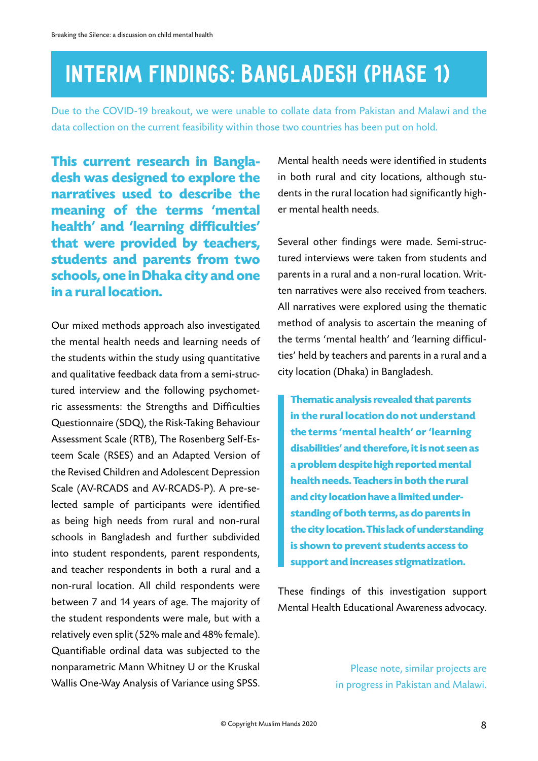# INTERIM FINDINGS: BANGLADESH (PHASE 1)

Due to the COVID-19 breakout, we were unable to collate data from Pakistan and Malawi and the data collection on the current feasibility within those two countries has been put on hold.

**This current research in Bangladesh was designed to explore the narratives used to describe the meaning of the terms 'mental health' and 'learning difficulties' that were provided by teachers, students and parents from two schools, one in Dhaka city and one in a rural location.**

Our mixed methods approach also investigated the mental health needs and learning needs of the students within the study using quantitative and qualitative feedback data from a semi-structured interview and the following psychometric assessments: the Strengths and Difficulties Questionnaire (SDQ), the Risk-Taking Behaviour Assessment Scale (RTB), The Rosenberg Self-Esteem Scale (RSES) and an Adapted Version of the Revised Children and Adolescent Depression Scale (AV-RCADS and AV-RCADS-P). A pre-selected sample of participants were identified as being high needs from rural and non-rural schools in Bangladesh and further subdivided into student respondents, parent respondents, and teacher respondents in both a rural and a non-rural location. All child respondents were between 7 and 14 years of age. The majority of the student respondents were male, but with a relatively even split (52% male and 48% female). Quantifiable ordinal data was subjected to the nonparametric Mann Whitney U or the Kruskal Wallis One-Way Analysis of Variance using SPSS.

Mental health needs were identified in students in both rural and city locations, although students in the rural location had significantly higher mental health needs.

Several other findings were made. Semi-structured interviews were taken from students and parents in a rural and a non-rural location. Written narratives were also received from teachers. All narratives were explored using the thematic method of analysis to ascertain the meaning of the terms 'mental health' and 'learning difficulties' held by teachers and parents in a rural and a city location (Dhaka) in Bangladesh.

> **Thematic analysis revealed that parents in the rural location do not understand the terms 'mental health' or 'learning disabilities' and therefore, it is not seen as a problem despite high reported mental health needs. Teachers in both the rural and city location have a limited understanding of both terms, as do parents in the city location. This lack of understanding is shown to prevent students access to support and increases stigmatization.**

These findings of this investigation support Mental Health Educational Awareness advocacy.

Please note, similar projects are in progress in Pakistan and Malawi.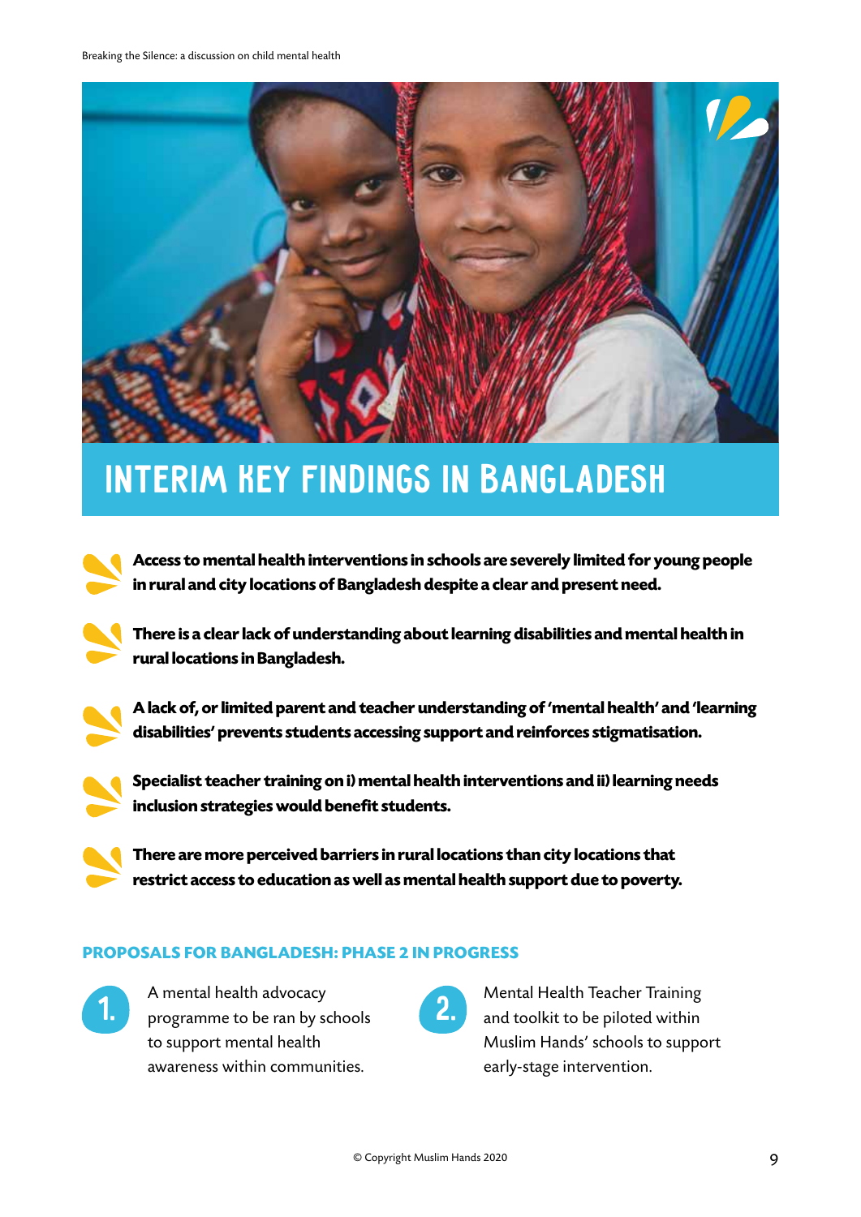# INTERIM KEY FINDINGS IN BANGLADESH

- **Access to mental health interventions in schools are severely limited for young people in rural and city locations of Bangladesh despite a clear and present need.**
- **There is a clear lack of understanding about learning disabilities and mental health in rural locations in Bangladesh.**
- **A lack of, or limited parent and teacher understanding of 'mental health' and 'learning disabilities' prevents students accessing support and reinforces stigmatisation.**
- **Specialist teacher training on i) mental health interventions and ii) learning needs inclusion strategies would benefit students.**
- **There are more perceived barriers in rural locations than city locations that restrict access to education as well as mental health support due to poverty.**

## PROPOSALS FOR BANGLADESH: PHASE 2 IN PROGRESS

1. A mental health advocacy programme to be ran by schools to support mental health awareness within communities.
2. Mental Health Teacher Training and toolkit to be piloted within Muslim Hands' schools to support early-stage intervention.

© Copyright Muslim Hands 2020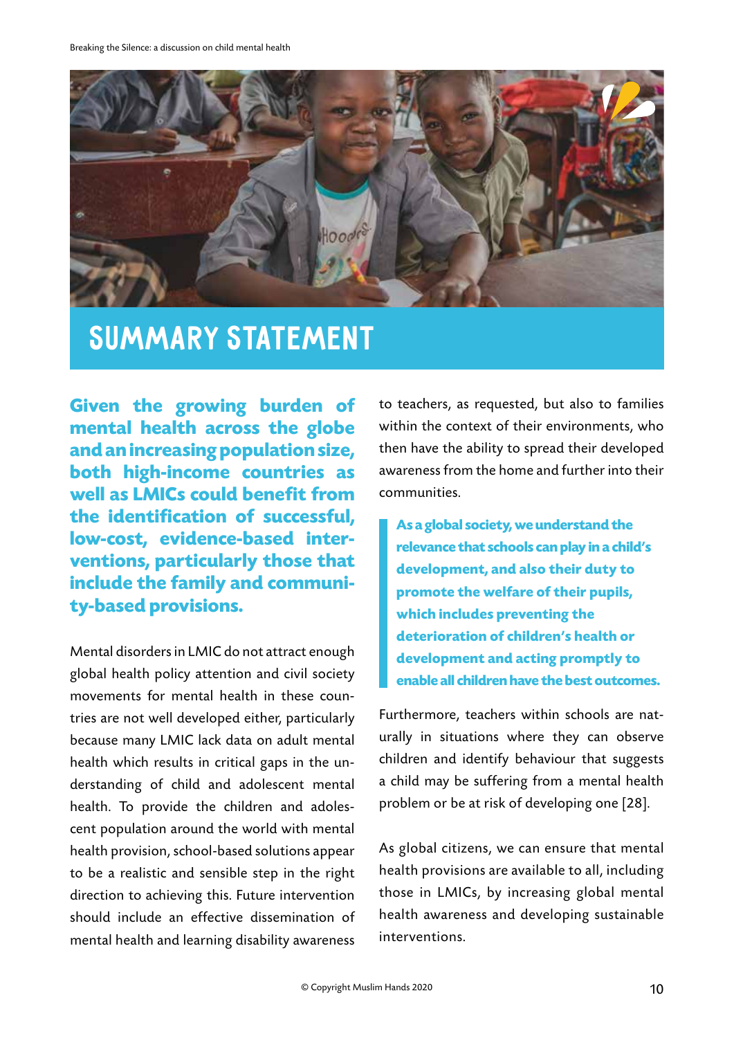# SUMMARY STATEMENT

**Given the growing burden of mental health across the globe and an increasing population size, both high-income countries as well as LMICs could benefit from the identification of successful, low-cost, evidence-based interventions, particularly those that include the family and community-based provisions.**

Mental disorders in LMIC do not attract enough global health policy attention and civil society movements for mental health in these countries are not well developed either, particularly because many LMIC lack data on adult mental health which results in critical gaps in the understanding of child and adolescent mental health. To provide the children and adolescent population around the world with mental health provision, school-based solutions appear to be a realistic and sensible step in the right direction to achieving this. Future intervention should include an effective dissemination of mental health and learning disability awareness to teachers, as requested, but also to families within the context of their environments, who then have the ability to spread their developed awareness from the home and further into their communities.

> **As a global society, we understand the relevance that schools can play in a child's development, and also their duty to promote the welfare of their pupils, which includes preventing the deterioration of children's health or development and acting promptly to enable all children have the best outcomes.**

Furthermore, teachers within schools are naturally in situations where they can observe children and identify behaviour that suggests a child may be suffering from a mental health problem or be at risk of developing one [28].

As global citizens, we can ensure that mental health provisions are available to all, including those in LMICs, by increasing global mental health awareness and developing sustainable interventions.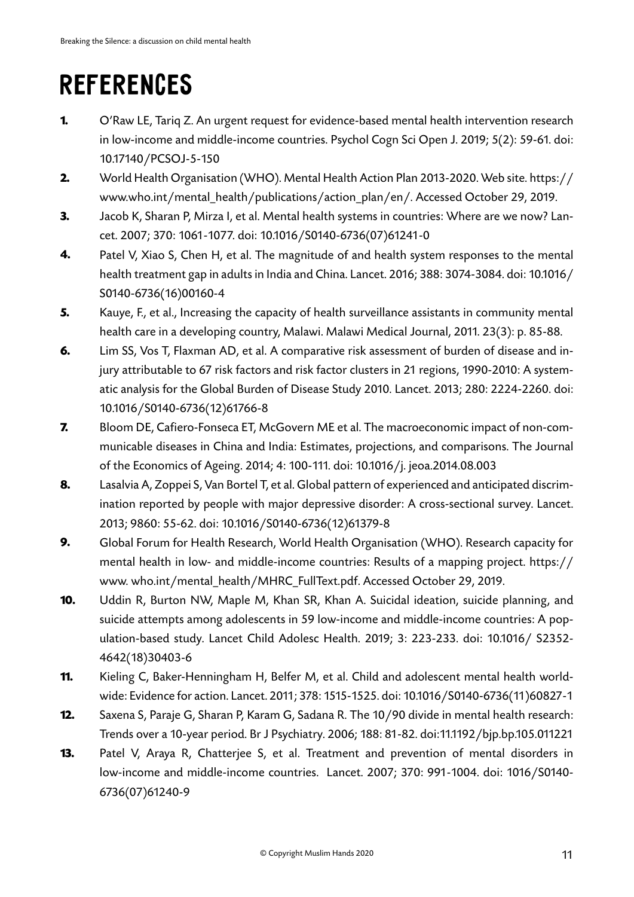# REFERENCES

1. O'Raw LE, Tariq Z. An urgent request for evidence-based mental health intervention research in low-income and middle-income countries. Psychol Cogn Sci Open J. 2019; 5(2): 59-61. doi: 10.17140/PCSOJ-5-150
2. World Health Organisation (WHO). Mental Health Action Plan 2013-2020. Web site. https://www.who.int/mental_health/publications/action_plan/en/. Accessed October 29, 2019.
3. Jacob K, Sharan P, Mirza I, et al. Mental health systems in countries: Where are we now? Lancet. 2007; 370: 1061-1077. doi: 10.1016/S0140-6736(07)61241-0
4. Patel V, Xiao S, Chen H, et al. The magnitude of and health system responses to the mental health treatment gap in adults in India and China. Lancet. 2016; 388: 3074-3084. doi: 10.1016/S0140-6736(16)00160-4
5. Kauye, F., et al., Increasing the capacity of health surveillance assistants in community mental health care in a developing country, Malawi. Malawi Medical Journal, 2011. 23(3): p. 85-88.
6. Lim SS, Vos T, Flaxman AD, et al. A comparative risk assessment of burden of disease and injury attributable to 67 risk factors and risk factor clusters in 21 regions, 1990-2010: A systematic analysis for the Global Burden of Disease Study 2010. Lancet. 2013; 280: 2224-2260. doi: 10.1016/S0140-6736(12)61766-8
7. Bloom DE, Cafiero-Fonseca ET, McGovern ME et al. The macroeconomic impact of non-communicable diseases in China and India: Estimates, projections, and comparisons. The Journal of the Economics of Ageing. 2014; 4: 100-111. doi: 10.1016/j. jeoa.2014.08.003
8. Lasalvia A, Zoppei S, Van Bortel T, et al. Global pattern of experienced and anticipated discrimination reported by people with major depressive disorder: A cross-sectional survey. Lancet. 2013; 9860: 55-62. doi: 10.1016/S0140-6736(12)61379-8
9. Global Forum for Health Research, World Health Organisation (WHO). Research capacity for mental health in low- and middle-income countries: Results of a mapping project. https://www. who.int/mental_health/MHRC_FullText.pdf. Accessed October 29, 2019.
10. Uddin R, Burton NW, Maple M, Khan SR, Khan A. Suicidal ideation, suicide planning, and suicide attempts among adolescents in 59 low-income and middle-income countries: A population-based study. Lancet Child Adolesc Health. 2019; 3: 223-233. doi: 10.1016/ S2352-4642(18)30403-6
11. Kieling C, Baker-Henningham H, Belfer M, et al. Child and adolescent mental health worldwide: Evidence for action. Lancet. 2011; 378: 1515-1525. doi: 10.1016/S0140-6736(11)60827-1
12. Saxena S, Paraje G, Sharan P, Karam G, Sadana R. The 10/90 divide in mental health research: Trends over a 10-year period. Br J Psychiatry. 2006; 188: 81-82. doi:11.1192/bjp.bp.105.011221
13. Patel V, Araya R, Chatterjee S, et al. Treatment and prevention of mental disorders in low-income and middle-income countries. Lancet. 2007; 370: 991-1004. doi: 1016/S0140-6736(07)61240-9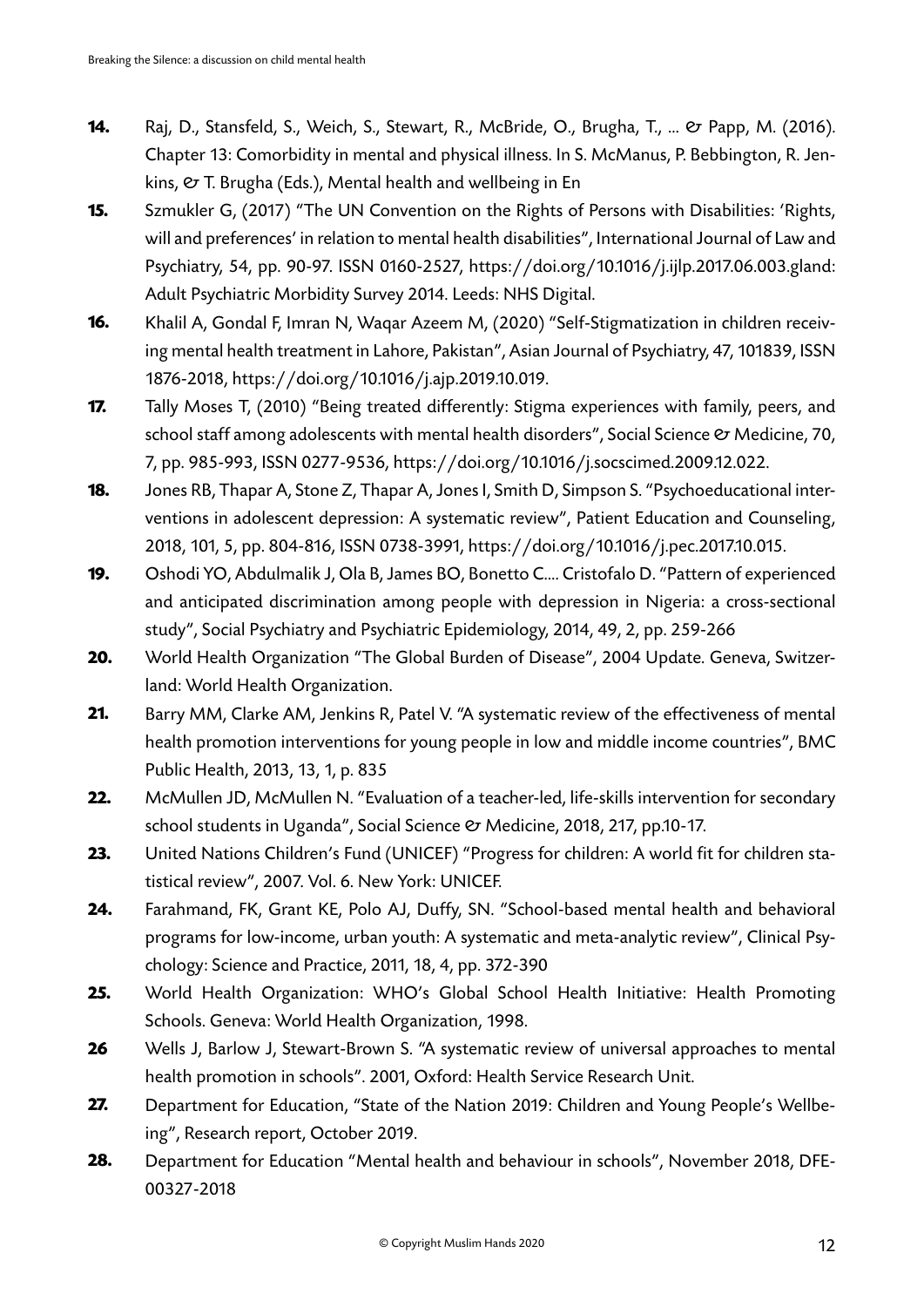**14.** Raj, D., Stansfeld, S., Weich, S., Stewart, R., McBride, O., Brugha, T., ... & Papp, M. (2016). Chapter 13: Comorbidity in mental and physical illness. In S. McManus, P. Bebbington, R. Jenkins, & T. Brugha (Eds.), Mental health and wellbeing in En

**15.** Szmukler G, (2017) "The UN Convention on the Rights of Persons with Disabilities: 'Rights, will and preferences' in relation to mental health disabilities", International Journal of Law and Psychiatry, 54, pp. 90-97. ISSN 0160-2527, https://doi.org/10.1016/j.ijlp.2017.06.003.gland: Adult Psychiatric Morbidity Survey 2014. Leeds: NHS Digital.

**16.** Khalil A, Gondal F, Imran N, Waqar Azeem M, (2020) "Self-Stigmatization in children receiving mental health treatment in Lahore, Pakistan", Asian Journal of Psychiatry, 47, 101839, ISSN 1876-2018, https://doi.org/10.1016/j.ajp.2019.10.019.

**17.** Tally Moses T, (2010) "Being treated differently: Stigma experiences with family, peers, and school staff among adolescents with mental health disorders", Social Science & Medicine, 70, 7, pp. 985-993, ISSN 0277-9536, https://doi.org/10.1016/j.socscimed.2009.12.022.

**18.** Jones RB, Thapar A, Stone Z, Thapar A, Jones I, Smith D, Simpson S. "Psychoeducational interventions in adolescent depression: A systematic review", Patient Education and Counseling, 2018, 101, 5, pp. 804-816, ISSN 0738-3991, https://doi.org/10.1016/j.pec.2017.10.015.

**19.** Oshodi YO, Abdulmalik J, Ola B, James BO, Bonetto C.... Cristofalo D. "Pattern of experienced and anticipated discrimination among people with depression in Nigeria: a cross-sectional study", Social Psychiatry and Psychiatric Epidemiology, 2014, 49, 2, pp. 259-266

**20.** World Health Organization "The Global Burden of Disease", 2004 Update. Geneva, Switzerland: World Health Organization.

**21.** Barry MM, Clarke AM, Jenkins R, Patel V. "A systematic review of the effectiveness of mental health promotion interventions for young people in low and middle income countries", BMC Public Health, 2013, 13, 1, p. 835

**22.** McMullen JD, McMullen N. "Evaluation of a teacher-led, life-skills intervention for secondary school students in Uganda", Social Science & Medicine, 2018, 217, pp.10-17.

**23.** United Nations Children's Fund (UNICEF) "Progress for children: A world fit for children statistical review", 2007. Vol. 6. New York: UNICEF.

**24.** Farahmand, FK, Grant KE, Polo AJ, Duffy, SN. "School-based mental health and behavioral programs for low-income, urban youth: A systematic and meta-analytic review", Clinical Psychology: Science and Practice, 2011, 18, 4, pp. 372-390

**25.** World Health Organization: WHO's Global School Health Initiative: Health Promoting Schools. Geneva: World Health Organization, 1998.

**26** Wells J, Barlow J, Stewart-Brown S. "A systematic review of universal approaches to mental health promotion in schools". 2001, Oxford: Health Service Research Unit.

**27.** Department for Education, "State of the Nation 2019: Children and Young People's Wellbeing", Research report, October 2019.

**28.** Department for Education "Mental health and behaviour in schools", November 2018, DFE-00327-2018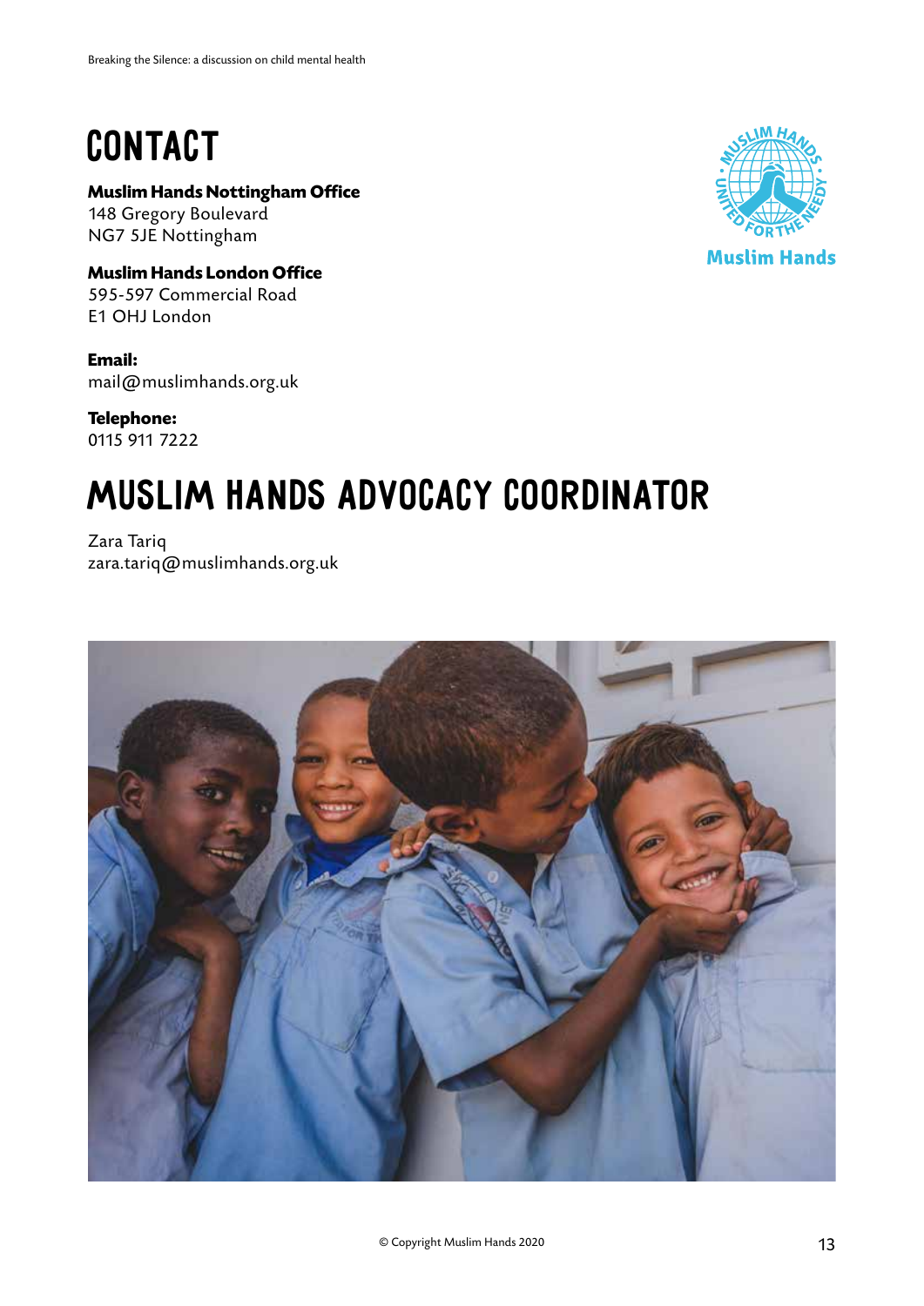# CONTACT

**Muslim Hands Nottingham Office**
148 Gregory Boulevard
NG7 5JE Nottingham

**Muslim Hands London Office**
595-597 Commercial Road
E1 OHJ London

**Email:**
mail@muslimhands.org.uk

**Telephone:**
0115 911 7222

# MUSLIM HANDS ADVOCACY COORDINATOR

Zara Tariq
zara.tariq@muslimhands.org.uk

© Copyright Muslim Hands 2020